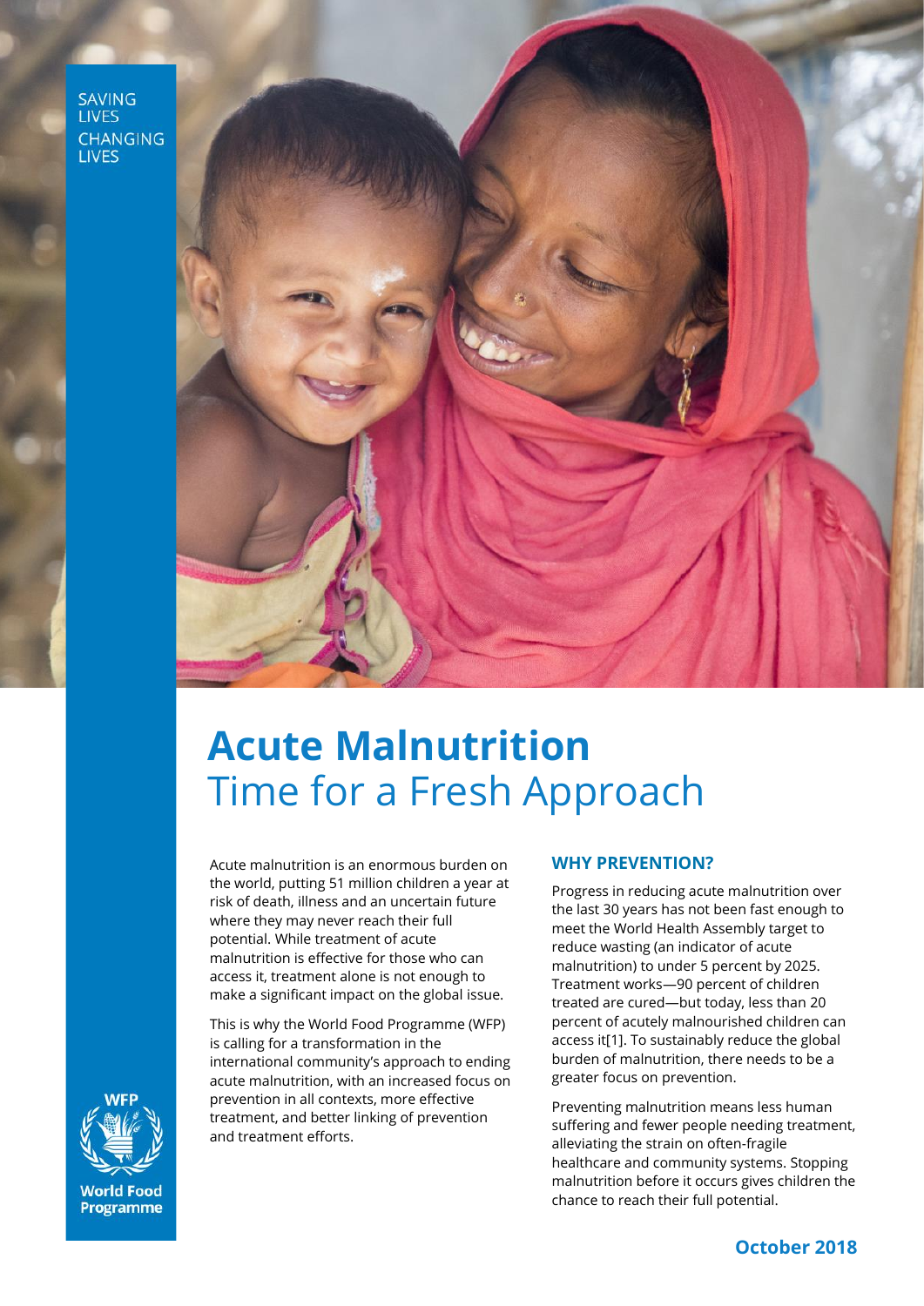SAVING LIVES CHANGING LIVES

# Acute Malnutrition
## Time for a Fresh Approach

Acute malnutrition is an enormous burden on the world, putting 51 million children a year at risk of death, illness and an uncertain future where they may never reach their full potential. While treatment of acute malnutrition is effective for those who can access it, treatment alone is not enough to make a significant impact on the global issue.

This is why the World Food Programme (WFP) is calling for a transformation in the international community's approach to ending acute malnutrition, with an increased focus on prevention in all contexts, more effective treatment, and better linking of prevention and treatment efforts.

### WHY PREVENTION?

Progress in reducing acute malnutrition over the last 30 years has not been fast enough to meet the World Health Assembly target to reduce wasting (an indicator of acute malnutrition) to under 5 percent by 2025. Treatment works—90 percent of children treated are cured—but today, less than 20 percent of acutely malnourished children can access it[1]. To sustainably reduce the global burden of malnutrition, there needs to be a greater focus on prevention.

Preventing malnutrition means less human suffering and fewer people needing treatment, alleviating the strain on often-fragile healthcare and community systems. Stopping malnutrition before it occurs gives children the chance to reach their full potential.

WFP World Food Programme

October 2018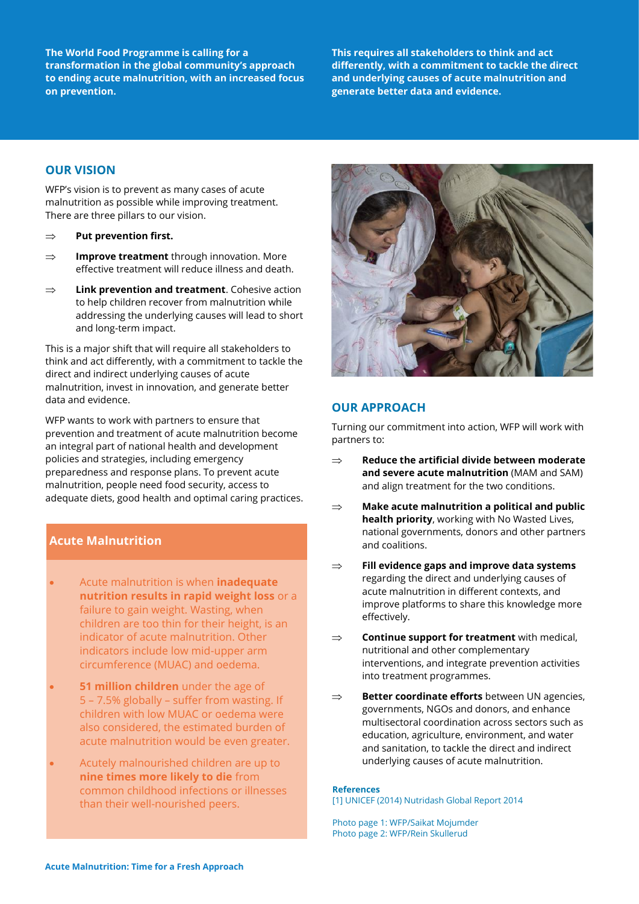**The World Food Programme is calling for a transformation in the global community's approach to ending acute malnutrition, with an increased focus on prevention.**

**This requires all stakeholders to think and act differently, with a commitment to tackle the direct and underlying causes of acute malnutrition and generate better data and evidence.**

## OUR VISION

WFP's vision is to prevent as many cases of acute malnutrition as possible while improving treatment. There are three pillars to our vision.

⇒ **Put prevention first.**

⇒ **Improve treatment** through innovation. More effective treatment will reduce illness and death.

⇒ **Link prevention and treatment**. Cohesive action to help children recover from malnutrition while addressing the underlying causes will lead to short and long-term impact.

This is a major shift that will require all stakeholders to think and act differently, with a commitment to tackle the direct and indirect underlying causes of acute malnutrition, invest in innovation, and generate better data and evidence.

WFP wants to work with partners to ensure that prevention and treatment of acute malnutrition become an integral part of national health and development policies and strategies, including emergency preparedness and response plans. To prevent acute malnutrition, people need food security, access to adequate diets, good health and optimal caring practices.

### Acute Malnutrition

- Acute malnutrition is when **inadequate nutrition results in rapid weight loss** or a failure to gain weight. Wasting, when children are too thin for their height, is an indicator of acute malnutrition. Other indicators include low mid-upper arm circumference (MUAC) and oedema.
- **51 million children** under the age of 5 – 7.5% globally – suffer from wasting. If children with low MUAC or oedema were also considered, the estimated burden of acute malnutrition would be even greater.
- Acutely malnourished children are up to **nine times more likely to die** from common childhood infections or illnesses than their well-nourished peers.

## OUR APPROACH

Turning our commitment into action, WFP will work with partners to:

⇒ **Reduce the artificial divide between moderate and severe acute malnutrition** (MAM and SAM) and align treatment for the two conditions.

⇒ **Make acute malnutrition a political and public health priority**, working with No Wasted Lives, national governments, donors and other partners and coalitions.

⇒ **Fill evidence gaps and improve data systems** regarding the direct and underlying causes of acute malnutrition in different contexts, and improve platforms to share this knowledge more effectively.

⇒ **Continue support for treatment** with medical, nutritional and other complementary interventions, and integrate prevention activities into treatment programmes.

⇒ **Better coordinate efforts** between UN agencies, governments, NGOs and donors, and enhance multisectoral coordination across sectors such as education, agriculture, environment, and water and sanitation, to tackle the direct and indirect underlying causes of acute malnutrition.

**References**

[1] UNICEF (2014) Nutridash Global Report 2014

Photo page 1: WFP/Saikat Mojumder
Photo page 2: WFP/Rein Skullerud